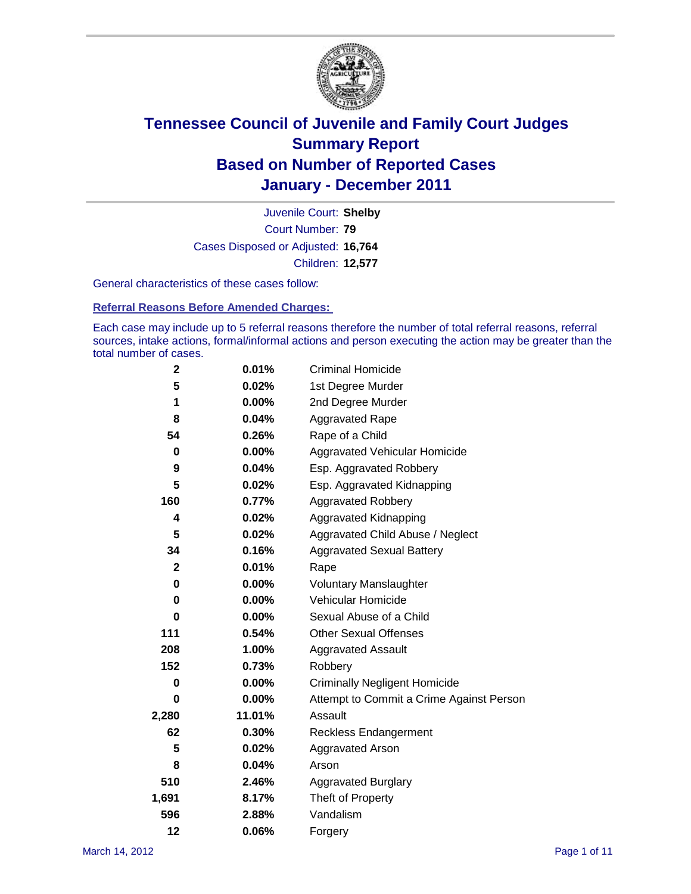# Tennessee Council of Juvenile and Family Court Judges
## Summary Report
## Based on Number of Reported Cases
## January - December 2011

Juvenile Court: **Shelby**
Court Number: **79**
Cases Disposed or Adjusted: **16,764**
Children: **12,577**

General characteristics of these cases follow:

### Referral Reasons Before Amended Charges:

Each case may include up to 5 referral reasons therefore the number of total referral reasons, referral sources, intake actions, formal/informal actions and person executing the action may be greater than the total number of cases.

| Count | Percent | Referral Reason |
|---|---|---|
| 2 | 0.01% | Criminal Homicide |
| 5 | 0.02% | 1st Degree Murder |
| 1 | 0.00% | 2nd Degree Murder |
| 8 | 0.04% | Aggravated Rape |
| 54 | 0.26% | Rape of a Child |
| 0 | 0.00% | Aggravated Vehicular Homicide |
| 9 | 0.04% | Esp. Aggravated Robbery |
| 5 | 0.02% | Esp. Aggravated Kidnapping |
| 160 | 0.77% | Aggravated Robbery |
| 4 | 0.02% | Aggravated Kidnapping |
| 5 | 0.02% | Aggravated Child Abuse / Neglect |
| 34 | 0.16% | Aggravated Sexual Battery |
| 2 | 0.01% | Rape |
| 0 | 0.00% | Voluntary Manslaughter |
| 0 | 0.00% | Vehicular Homicide |
| 0 | 0.00% | Sexual Abuse of a Child |
| 111 | 0.54% | Other Sexual Offenses |
| 208 | 1.00% | Aggravated Assault |
| 152 | 0.73% | Robbery |
| 0 | 0.00% | Criminally Negligent Homicide |
| 0 | 0.00% | Attempt to Commit a Crime Against Person |
| 2,280 | 11.01% | Assault |
| 62 | 0.30% | Reckless Endangerment |
| 5 | 0.02% | Aggravated Arson |
| 8 | 0.04% | Arson |
| 510 | 2.46% | Aggravated Burglary |
| 1,691 | 8.17% | Theft of Property |
| 596 | 2.88% | Vandalism |
| 12 | 0.06% | Forgery |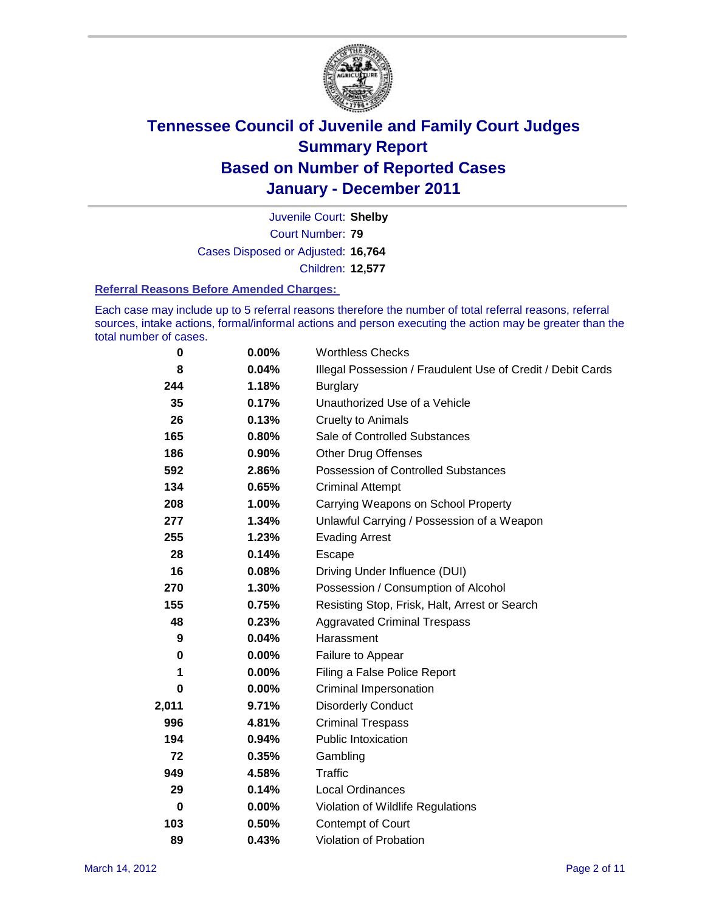# Tennessee Council of Juvenile and Family Court Judges
## Summary Report
## Based on Number of Reported Cases
## January - December 2011

Juvenile Court: **Shelby**
Court Number: **79**
Cases Disposed or Adjusted: **16,764**
Children: **12,577**

### Referral Reasons Before Amended Charges:

Each case may include up to 5 referral reasons therefore the number of total referral reasons, referral sources, intake actions, formal/informal actions and person executing the action may be greater than the total number of cases.

| Count | Percent | Referral Reason |
|---|---|---|
| 0 | 0.00% | Worthless Checks |
| 8 | 0.04% | Illegal Possession / Fraudulent Use of Credit / Debit Cards |
| 244 | 1.18% | Burglary |
| 35 | 0.17% | Unauthorized Use of a Vehicle |
| 26 | 0.13% | Cruelty to Animals |
| 165 | 0.80% | Sale of Controlled Substances |
| 186 | 0.90% | Other Drug Offenses |
| 592 | 2.86% | Possession of Controlled Substances |
| 134 | 0.65% | Criminal Attempt |
| 208 | 1.00% | Carrying Weapons on School Property |
| 277 | 1.34% | Unlawful Carrying / Possession of a Weapon |
| 255 | 1.23% | Evading Arrest |
| 28 | 0.14% | Escape |
| 16 | 0.08% | Driving Under Influence (DUI) |
| 270 | 1.30% | Possession / Consumption of Alcohol |
| 155 | 0.75% | Resisting Stop, Frisk, Halt, Arrest or Search |
| 48 | 0.23% | Aggravated Criminal Trespass |
| 9 | 0.04% | Harassment |
| 0 | 0.00% | Failure to Appear |
| 1 | 0.00% | Filing a False Police Report |
| 0 | 0.00% | Criminal Impersonation |
| 2,011 | 9.71% | Disorderly Conduct |
| 996 | 4.81% | Criminal Trespass |
| 194 | 0.94% | Public Intoxication |
| 72 | 0.35% | Gambling |
| 949 | 4.58% | Traffic |
| 29 | 0.14% | Local Ordinances |
| 0 | 0.00% | Violation of Wildlife Regulations |
| 103 | 0.50% | Contempt of Court |
| 89 | 0.43% | Violation of Probation |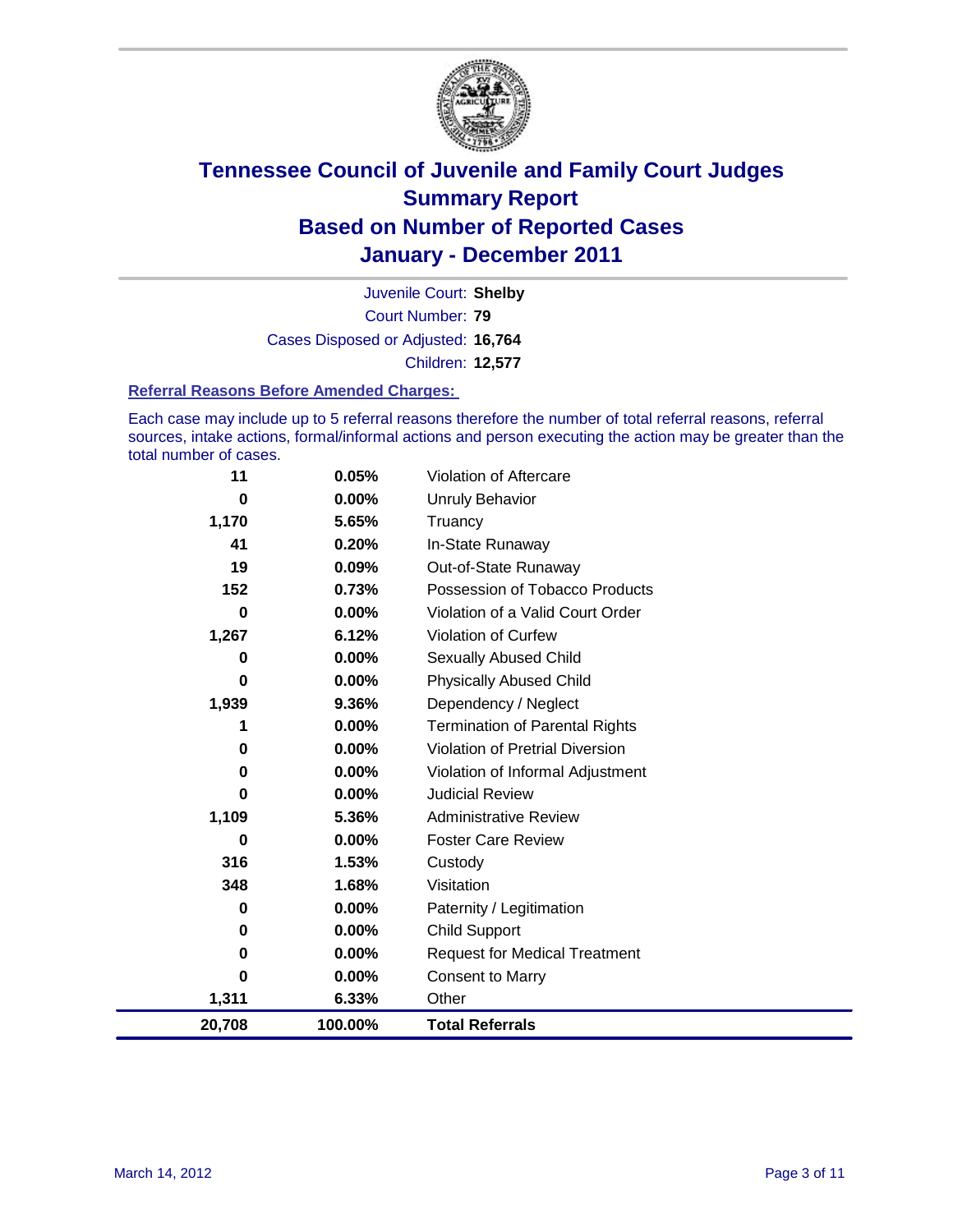# Tennessee Council of Juvenile and Family Court Judges
## Summary Report
## Based on Number of Reported Cases
## January - December 2011

Juvenile Court: **Shelby**
Court Number: **79**
Cases Disposed or Adjusted: **16,764**
Children: **12,577**

### Referral Reasons Before Amended Charges:

Each case may include up to 5 referral reasons therefore the number of total referral reasons, referral sources, intake actions, formal/informal actions and person executing the action may be greater than the total number of cases.

| Count | Percent | Referral Reason |
|---:|---:|---|
| 11 | 0.05% | Violation of Aftercare |
| 0 | 0.00% | Unruly Behavior |
| 1,170 | 5.65% | Truancy |
| 41 | 0.20% | In-State Runaway |
| 19 | 0.09% | Out-of-State Runaway |
| 152 | 0.73% | Possession of Tobacco Products |
| 0 | 0.00% | Violation of a Valid Court Order |
| 1,267 | 6.12% | Violation of Curfew |
| 0 | 0.00% | Sexually Abused Child |
| 0 | 0.00% | Physically Abused Child |
| 1,939 | 9.36% | Dependency / Neglect |
| 1 | 0.00% | Termination of Parental Rights |
| 0 | 0.00% | Violation of Pretrial Diversion |
| 0 | 0.00% | Violation of Informal Adjustment |
| 0 | 0.00% | Judicial Review |
| 1,109 | 5.36% | Administrative Review |
| 0 | 0.00% | Foster Care Review |
| 316 | 1.53% | Custody |
| 348 | 1.68% | Visitation |
| 0 | 0.00% | Paternity / Legitimation |
| 0 | 0.00% | Child Support |
| 0 | 0.00% | Request for Medical Treatment |
| 0 | 0.00% | Consent to Marry |
| 1,311 | 6.33% | Other |
| **20,708** | **100.00%** | **Total Referrals** |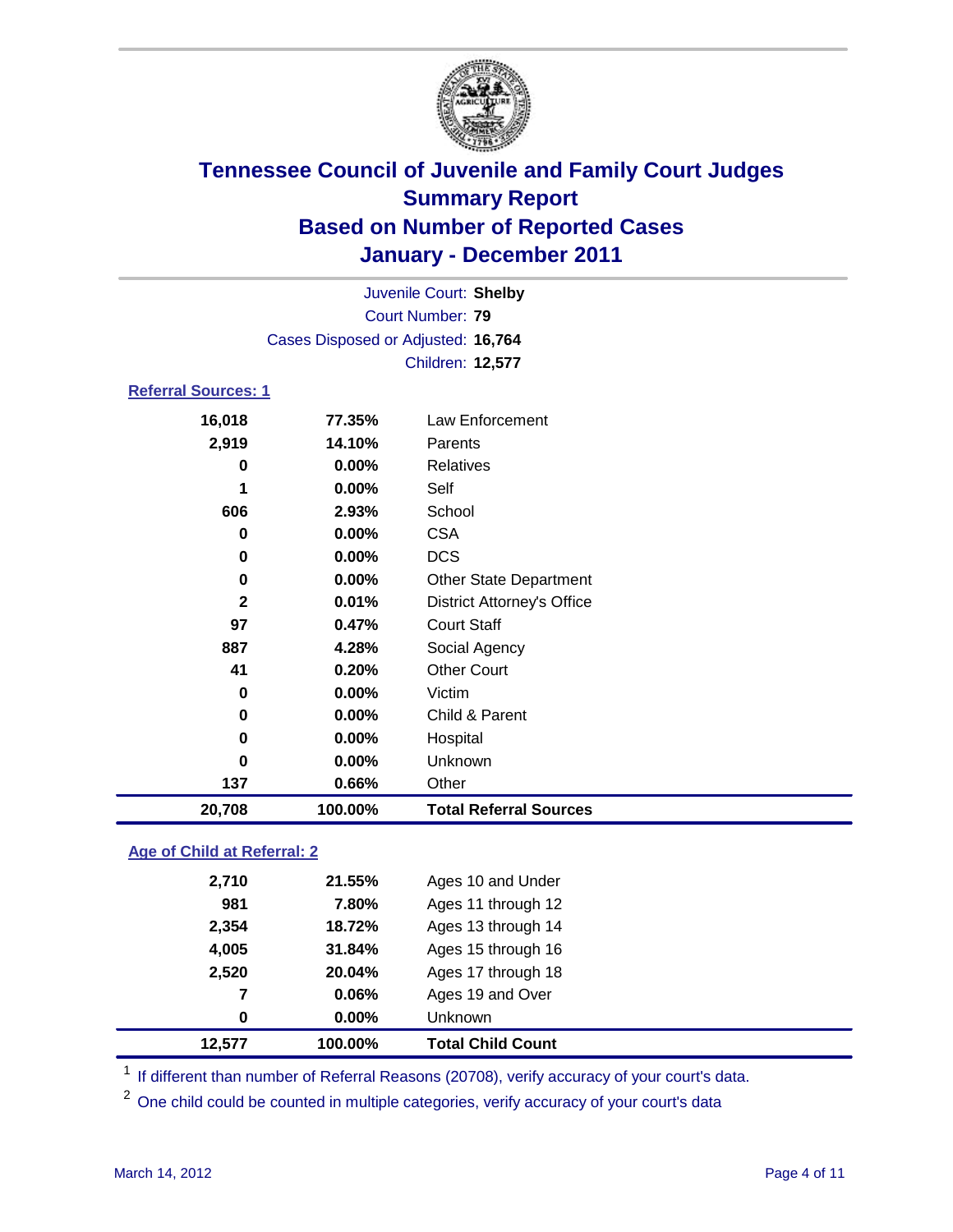# Tennessee Council of Juvenile and Family Court Judges
## Summary Report
## Based on Number of Reported Cases
## January - December 2011

Juvenile Court: **Shelby**
Court Number: **79**
Cases Disposed or Adjusted: **16,764**
Children: **12,577**

### Referral Sources: 1

| | | |
|---|---|---|
| 16,018 | 77.35% | Law Enforcement |
| 2,919 | 14.10% | Parents |
| 0 | 0.00% | Relatives |
| 1 | 0.00% | Self |
| 606 | 2.93% | School |
| 0 | 0.00% | CSA |
| 0 | 0.00% | DCS |
| 0 | 0.00% | Other State Department |
| 2 | 0.01% | District Attorney's Office |
| 97 | 0.47% | Court Staff |
| 887 | 4.28% | Social Agency |
| 41 | 0.20% | Other Court |
| 0 | 0.00% | Victim |
| 0 | 0.00% | Child & Parent |
| 0 | 0.00% | Hospital |
| 0 | 0.00% | Unknown |
| 137 | 0.66% | Other |
| **20,708** | **100.00%** | **Total Referral Sources** |

### Age of Child at Referral: 2

| | | |
|---|---|---|
| 2,710 | 21.55% | Ages 10 and Under |
| 981 | 7.80% | Ages 11 through 12 |
| 2,354 | 18.72% | Ages 13 through 14 |
| 4,005 | 31.84% | Ages 15 through 16 |
| 2,520 | 20.04% | Ages 17 through 18 |
| 7 | 0.06% | Ages 19 and Over |
| 0 | 0.00% | Unknown |
| **12,577** | **100.00%** | **Total Child Count** |

[1] If different than number of Referral Reasons (20708), verify accuracy of your court's data.

[2] One child could be counted in multiple categories, verify accuracy of your court's data

March 14, 2012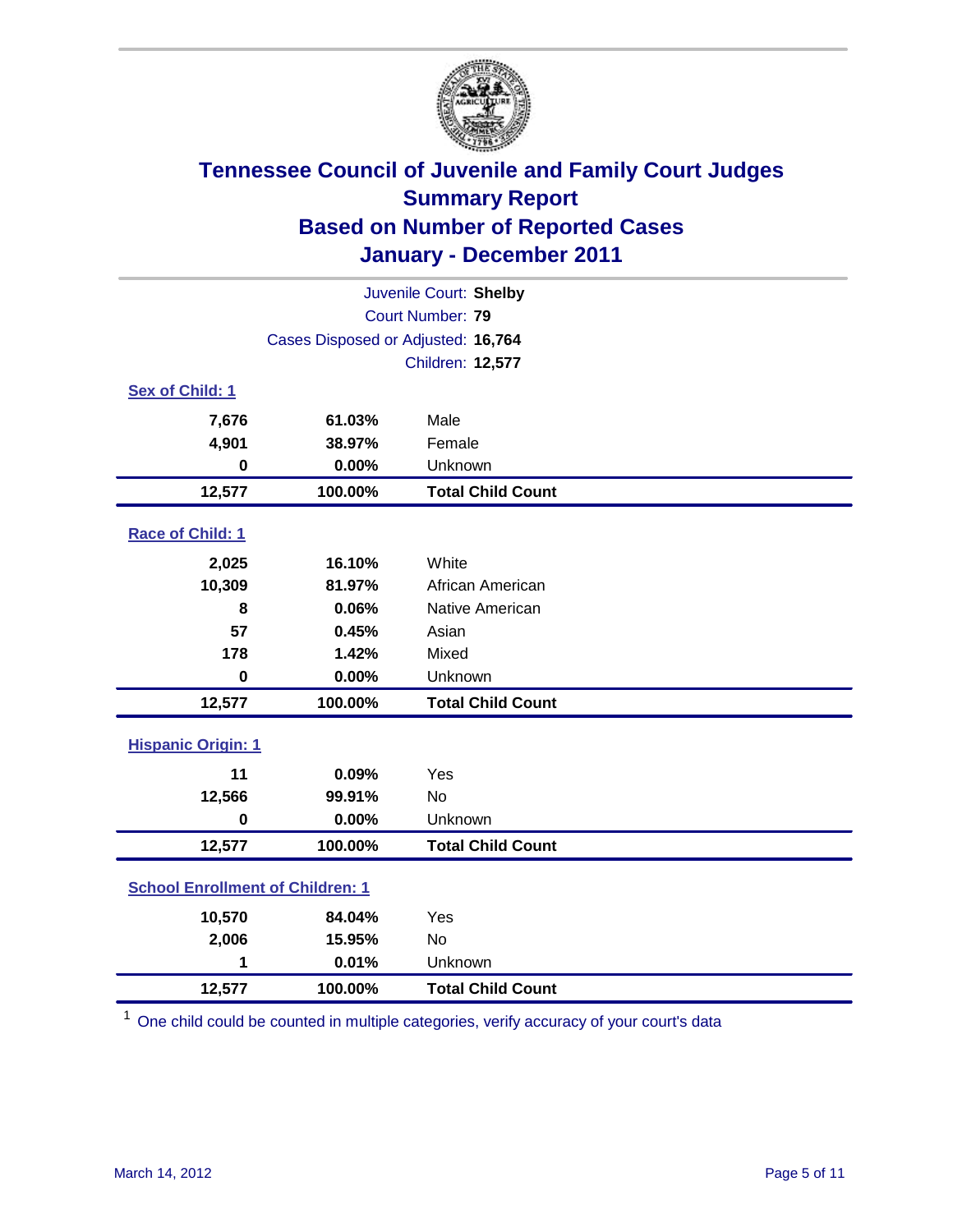# Tennessee Council of Juvenile and Family Court Judges
## Summary Report
## Based on Number of Reported Cases
## January - December 2011

Juvenile Court: **Shelby**
Court Number: **79**
Cases Disposed or Adjusted: **16,764**
Children: **12,577**

### Sex of Child: 1

| | | |
|---|---|---|
| 7,676 | 61.03% | Male |
| 4,901 | 38.97% | Female |
| 0 | 0.00% | Unknown |
| **12,577** | **100.00%** | **Total Child Count** |

### Race of Child: 1

| | | |
|---|---|---|
| 2,025 | 16.10% | White |
| 10,309 | 81.97% | African American |
| 8 | 0.06% | Native American |
| 57 | 0.45% | Asian |
| 178 | 1.42% | Mixed |
| 0 | 0.00% | Unknown |
| **12,577** | **100.00%** | **Total Child Count** |

### Hispanic Origin: 1

| | | |
|---|---|---|
| 11 | 0.09% | Yes |
| 12,566 | 99.91% | No |
| 0 | 0.00% | Unknown |
| **12,577** | **100.00%** | **Total Child Count** |

### School Enrollment of Children: 1

| | | |
|---|---|---|
| 10,570 | 84.04% | Yes |
| 2,006 | 15.95% | No |
| 1 | 0.01% | Unknown |
| **12,577** | **100.00%** | **Total Child Count** |

[1] One child could be counted in multiple categories, verify accuracy of your court's data

March 14, 2012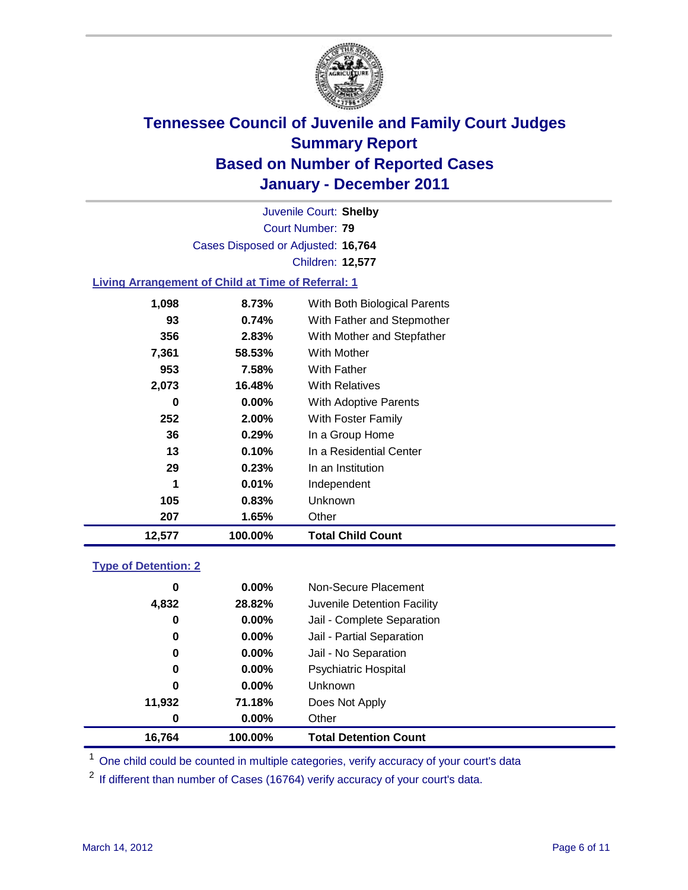# Tennessee Council of Juvenile and Family Court Judges
## Summary Report
## Based on Number of Reported Cases
## January - December 2011

Juvenile Court: **Shelby**
Court Number: **79**
Cases Disposed or Adjusted: **16,764**
Children: **12,577**

### Living Arrangement of Child at Time of Referral: 1

| Count | Percent | Category |
|---|---|---|
| 1,098 | 8.73% | With Both Biological Parents |
| 93 | 0.74% | With Father and Stepmother |
| 356 | 2.83% | With Mother and Stepfather |
| 7,361 | 58.53% | With Mother |
| 953 | 7.58% | With Father |
| 2,073 | 16.48% | With Relatives |
| 0 | 0.00% | With Adoptive Parents |
| 252 | 2.00% | With Foster Family |
| 36 | 0.29% | In a Group Home |
| 13 | 0.10% | In a Residential Center |
| 29 | 0.23% | In an Institution |
| 1 | 0.01% | Independent |
| 105 | 0.83% | Unknown |
| 207 | 1.65% | Other |
| **12,577** | **100.00%** | **Total Child Count** |

### Type of Detention: 2

| Count | Percent | Category |
|---|---|---|
| 0 | 0.00% | Non-Secure Placement |
| 4,832 | 28.82% | Juvenile Detention Facility |
| 0 | 0.00% | Jail - Complete Separation |
| 0 | 0.00% | Jail - Partial Separation |
| 0 | 0.00% | Jail - No Separation |
| 0 | 0.00% | Psychiatric Hospital |
| 0 | 0.00% | Unknown |
| 11,932 | 71.18% | Does Not Apply |
| 0 | 0.00% | Other |
| **16,764** | **100.00%** | **Total Detention Count** |

[1] One child could be counted in multiple categories, verify accuracy of your court's data

[2] If different than number of Cases (16764) verify accuracy of your court's data.

March 14, 2012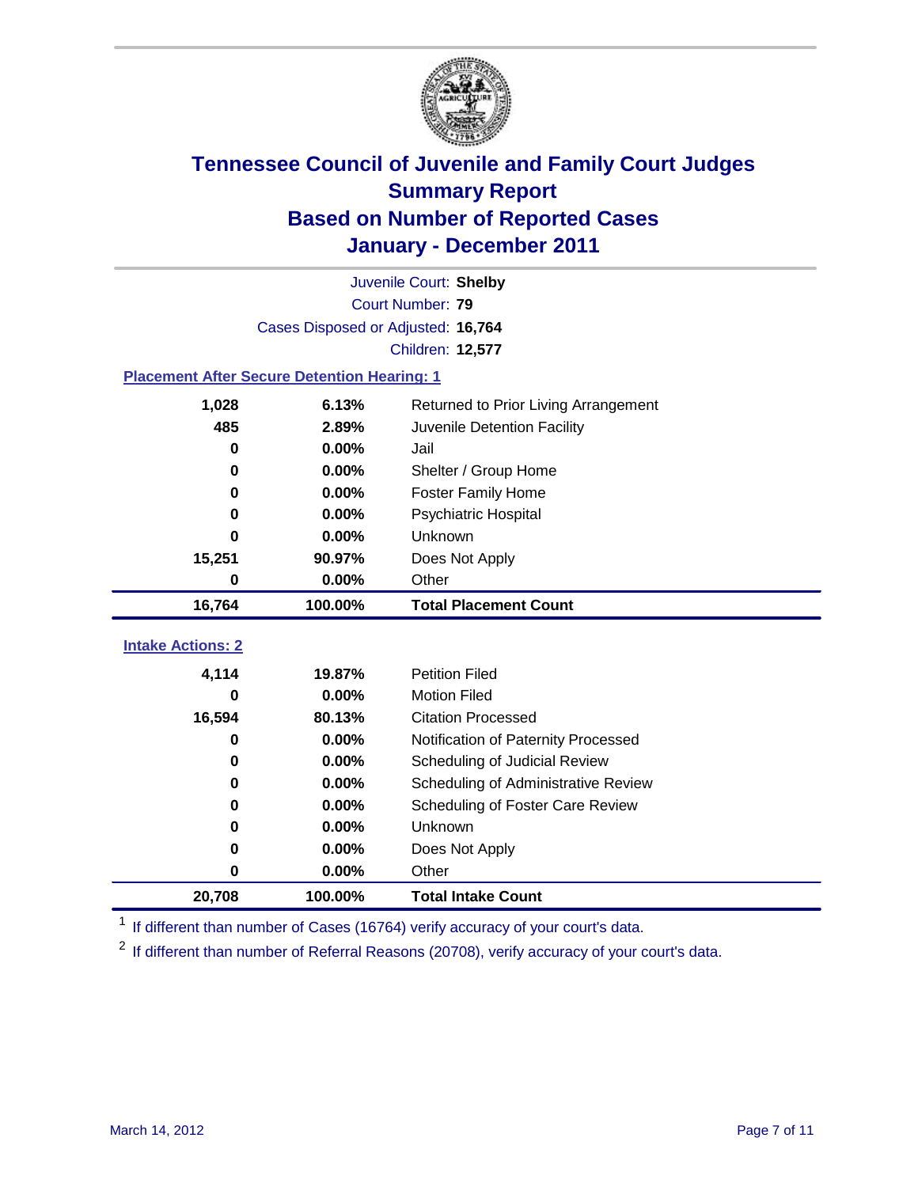# Tennessee Council of Juvenile and Family Court Judges
## Summary Report
## Based on Number of Reported Cases
## January - December 2011

Juvenile Court: **Shelby**
Court Number: **79**
Cases Disposed or Adjusted: **16,764**
Children: **12,577**

### Placement After Secure Detention Hearing: 1

| | | |
|---|---|---|
| 1,028 | 6.13% | Returned to Prior Living Arrangement |
| 485 | 2.89% | Juvenile Detention Facility |
| 0 | 0.00% | Jail |
| 0 | 0.00% | Shelter / Group Home |
| 0 | 0.00% | Foster Family Home |
| 0 | 0.00% | Psychiatric Hospital |
| 0 | 0.00% | Unknown |
| 15,251 | 90.97% | Does Not Apply |
| 0 | 0.00% | Other |
| **16,764** | **100.00%** | **Total Placement Count** |

### Intake Actions: 2

| | | |
|---|---|---|
| 4,114 | 19.87% | Petition Filed |
| 0 | 0.00% | Motion Filed |
| 16,594 | 80.13% | Citation Processed |
| 0 | 0.00% | Notification of Paternity Processed |
| 0 | 0.00% | Scheduling of Judicial Review |
| 0 | 0.00% | Scheduling of Administrative Review |
| 0 | 0.00% | Scheduling of Foster Care Review |
| 0 | 0.00% | Unknown |
| 0 | 0.00% | Does Not Apply |
| 0 | 0.00% | Other |
| **20,708** | **100.00%** | **Total Intake Count** |

[1] If different than number of Cases (16764) verify accuracy of your court's data.

[2] If different than number of Referral Reasons (20708), verify accuracy of your court's data.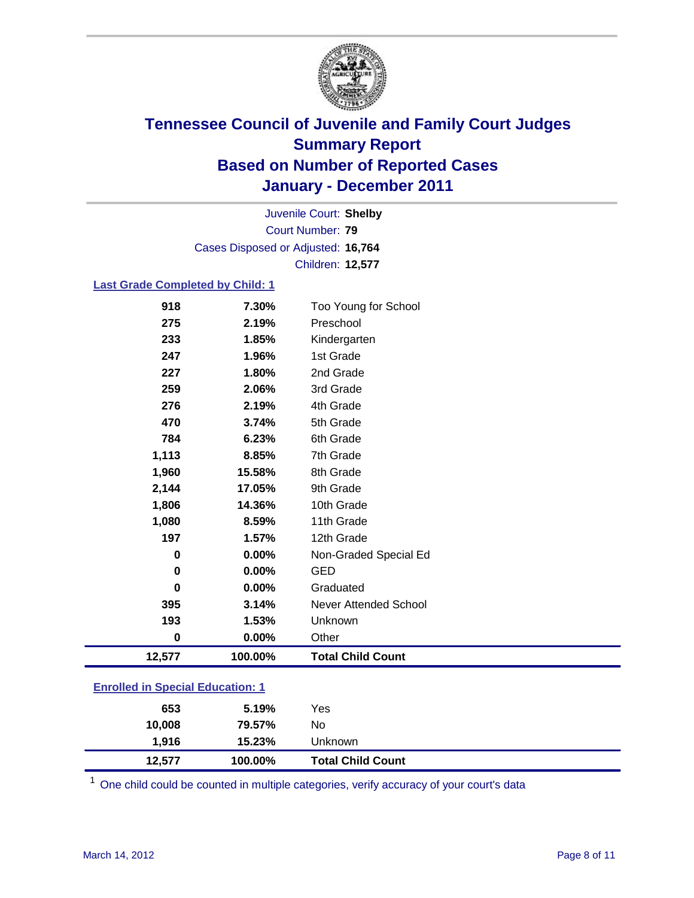# Tennessee Council of Juvenile and Family Court Judges
## Summary Report
## Based on Number of Reported Cases
## January - December 2011

Juvenile Court: **Shelby**
Court Number: **79**
Cases Disposed or Adjusted: **16,764**
Children: **12,577**

### Last Grade Completed by Child: 1

| Count | Percent | Category |
|---|---|---|
| 918 | 7.30% | Too Young for School |
| 275 | 2.19% | Preschool |
| 233 | 1.85% | Kindergarten |
| 247 | 1.96% | 1st Grade |
| 227 | 1.80% | 2nd Grade |
| 259 | 2.06% | 3rd Grade |
| 276 | 2.19% | 4th Grade |
| 470 | 3.74% | 5th Grade |
| 784 | 6.23% | 6th Grade |
| 1,113 | 8.85% | 7th Grade |
| 1,960 | 15.58% | 8th Grade |
| 2,144 | 17.05% | 9th Grade |
| 1,806 | 14.36% | 10th Grade |
| 1,080 | 8.59% | 11th Grade |
| 197 | 1.57% | 12th Grade |
| 0 | 0.00% | Non-Graded Special Ed |
| 0 | 0.00% | GED |
| 0 | 0.00% | Graduated |
| 395 | 3.14% | Never Attended School |
| 193 | 1.53% | Unknown |
| 0 | 0.00% | Other |
| **12,577** | **100.00%** | **Total Child Count** |

### Enrolled in Special Education: 1

| Count | Percent | Category |
|---|---|---|
| 653 | 5.19% | Yes |
| 10,008 | 79.57% | No |
| 1,916 | 15.23% | Unknown |
| **12,577** | **100.00%** | **Total Child Count** |

[1] One child could be counted in multiple categories, verify accuracy of your court's data

March 14, 2012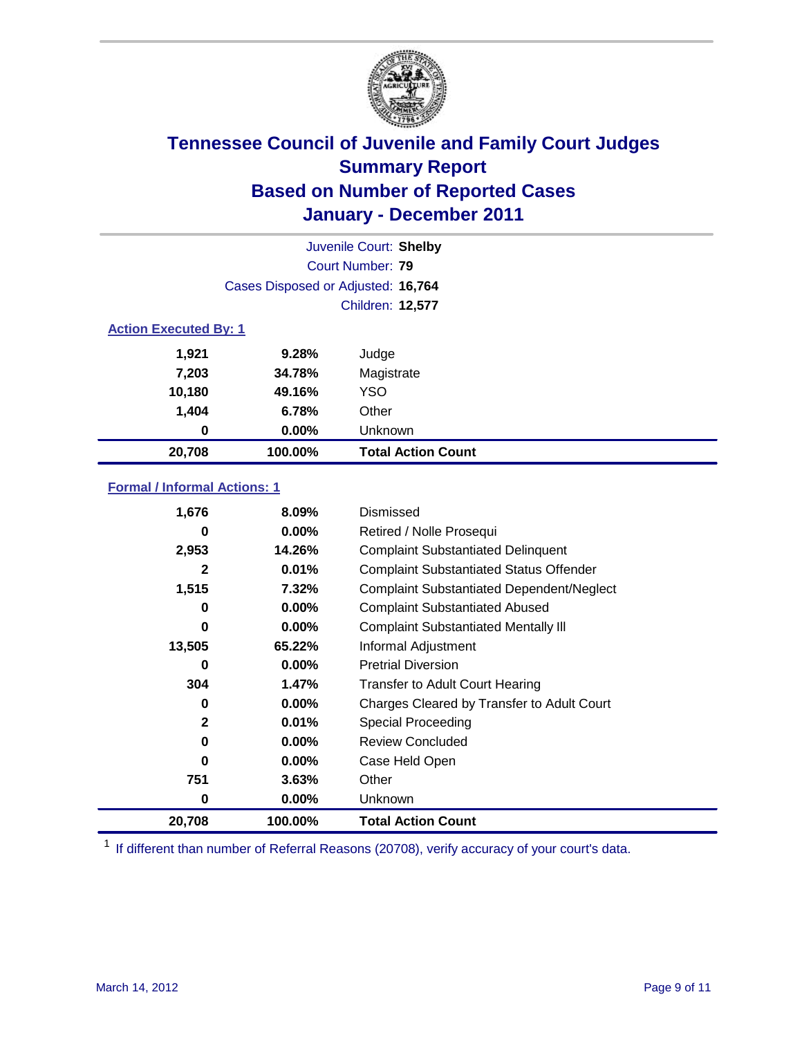# Tennessee Council of Juvenile and Family Court Judges
## Summary Report
## Based on Number of Reported Cases
## January - December 2011

Juvenile Court: **Shelby**
Court Number: **79**
Cases Disposed or Adjusted: **16,764**
Children: **12,577**

### Action Executed By: 1

| | | |
|---|---|---|
| 1,921 | 9.28% | Judge |
| 7,203 | 34.78% | Magistrate |
| 10,180 | 49.16% | YSO |
| 1,404 | 6.78% | Other |
| 0 | 0.00% | Unknown |
| **20,708** | **100.00%** | **Total Action Count** |

### Formal / Informal Actions: 1

| | | |
|---|---|---|
| 1,676 | 8.09% | Dismissed |
| 0 | 0.00% | Retired / Nolle Prosequi |
| 2,953 | 14.26% | Complaint Substantiated Delinquent |
| 2 | 0.01% | Complaint Substantiated Status Offender |
| 1,515 | 7.32% | Complaint Substantiated Dependent/Neglect |
| 0 | 0.00% | Complaint Substantiated Abused |
| 0 | 0.00% | Complaint Substantiated Mentally Ill |
| 13,505 | 65.22% | Informal Adjustment |
| 0 | 0.00% | Pretrial Diversion |
| 304 | 1.47% | Transfer to Adult Court Hearing |
| 0 | 0.00% | Charges Cleared by Transfer to Adult Court |
| 2 | 0.01% | Special Proceeding |
| 0 | 0.00% | Review Concluded |
| 0 | 0.00% | Case Held Open |
| 751 | 3.63% | Other |
| 0 | 0.00% | Unknown |
| **20,708** | **100.00%** | **Total Action Count** |

[1] If different than number of Referral Reasons (20708), verify accuracy of your court's data.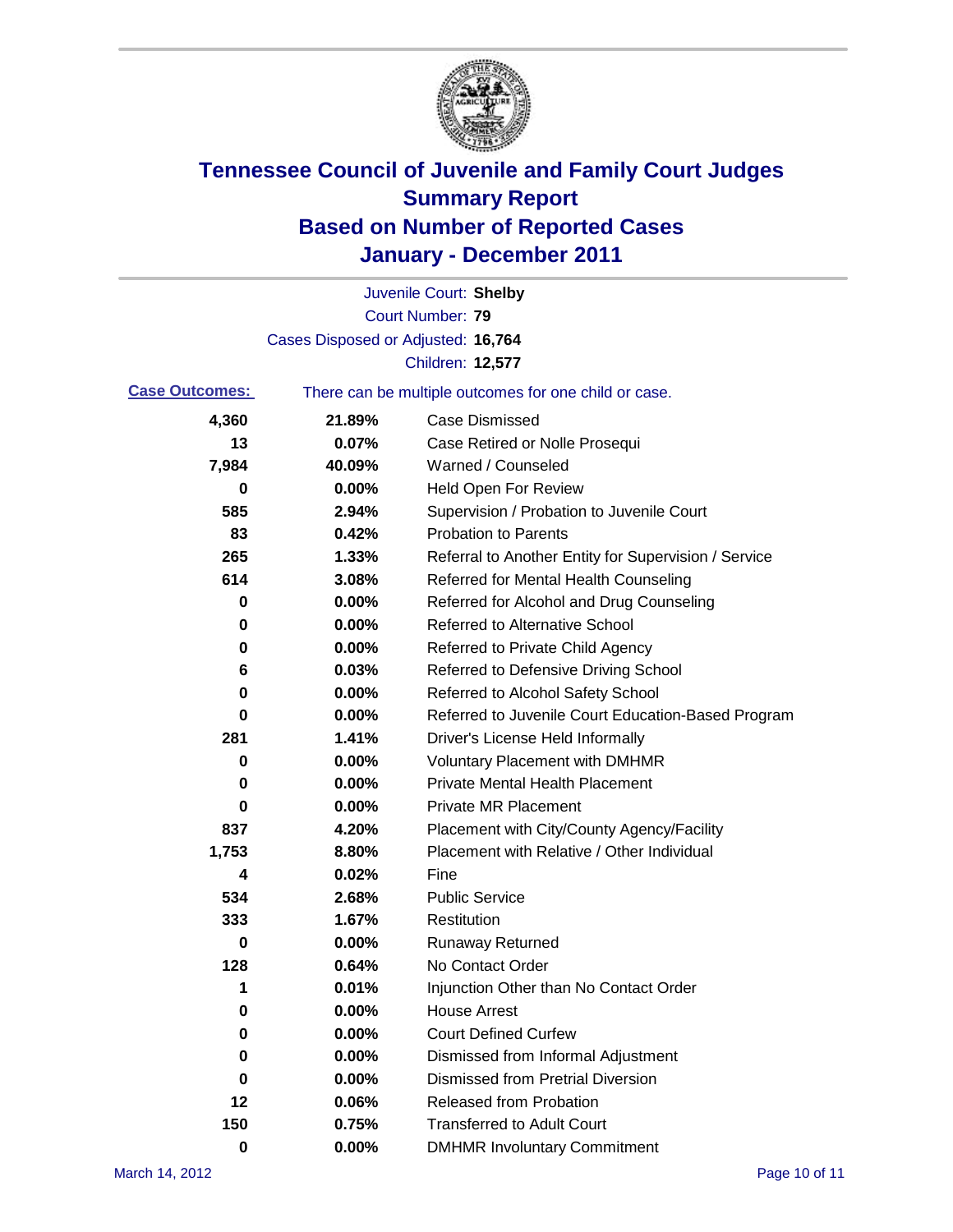# Tennessee Council of Juvenile and Family Court Judges
## Summary Report
## Based on Number of Reported Cases
## January - December 2011

Juvenile Court: **Shelby**

Court Number: **79**

Cases Disposed or Adjusted: **16,764**

Children: **12,577**

**Case Outcomes:** There can be multiple outcomes for one child or case.

| Count | Percent | Outcome |
|---|---|---|
| 4,360 | 21.89% | Case Dismissed |
| 13 | 0.07% | Case Retired or Nolle Prosequi |
| 7,984 | 40.09% | Warned / Counseled |
| 0 | 0.00% | Held Open For Review |
| 585 | 2.94% | Supervision / Probation to Juvenile Court |
| 83 | 0.42% | Probation to Parents |
| 265 | 1.33% | Referral to Another Entity for Supervision / Service |
| 614 | 3.08% | Referred for Mental Health Counseling |
| 0 | 0.00% | Referred for Alcohol and Drug Counseling |
| 0 | 0.00% | Referred to Alternative School |
| 0 | 0.00% | Referred to Private Child Agency |
| 6 | 0.03% | Referred to Defensive Driving School |
| 0 | 0.00% | Referred to Alcohol Safety School |
| 0 | 0.00% | Referred to Juvenile Court Education-Based Program |
| 281 | 1.41% | Driver's License Held Informally |
| 0 | 0.00% | Voluntary Placement with DMHMR |
| 0 | 0.00% | Private Mental Health Placement |
| 0 | 0.00% | Private MR Placement |
| 837 | 4.20% | Placement with City/County Agency/Facility |
| 1,753 | 8.80% | Placement with Relative / Other Individual |
| 4 | 0.02% | Fine |
| 534 | 2.68% | Public Service |
| 333 | 1.67% | Restitution |
| 0 | 0.00% | Runaway Returned |
| 128 | 0.64% | No Contact Order |
| 1 | 0.01% | Injunction Other than No Contact Order |
| 0 | 0.00% | House Arrest |
| 0 | 0.00% | Court Defined Curfew |
| 0 | 0.00% | Dismissed from Informal Adjustment |
| 0 | 0.00% | Dismissed from Pretrial Diversion |
| 12 | 0.06% | Released from Probation |
| 150 | 0.75% | Transferred to Adult Court |
| 0 | 0.00% | DMHMR Involuntary Commitment |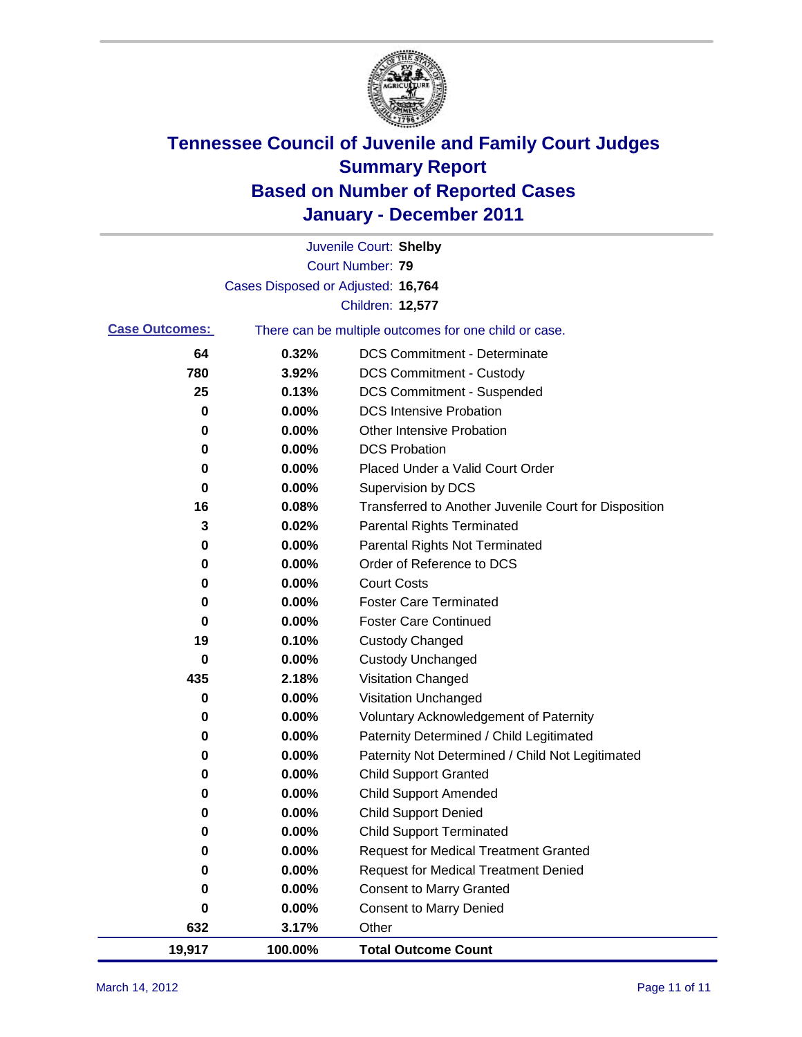# Tennessee Council of Juvenile and Family Court Judges
# Summary Report
# Based on Number of Reported Cases
# January - December 2011

Juvenile Court: **Shelby**

Court Number: **79**

Cases Disposed or Adjusted: **16,764**

Children: **12,577**

**Case Outcomes:** There can be multiple outcomes for one child or case.

| | | |
|---|---|---|
| 64 | 0.32% | DCS Commitment - Determinate |
| 780 | 3.92% | DCS Commitment - Custody |
| 25 | 0.13% | DCS Commitment - Suspended |
| 0 | 0.00% | DCS Intensive Probation |
| 0 | 0.00% | Other Intensive Probation |
| 0 | 0.00% | DCS Probation |
| 0 | 0.00% | Placed Under a Valid Court Order |
| 0 | 0.00% | Supervision by DCS |
| 16 | 0.08% | Transferred to Another Juvenile Court for Disposition |
| 3 | 0.02% | Parental Rights Terminated |
| 0 | 0.00% | Parental Rights Not Terminated |
| 0 | 0.00% | Order of Reference to DCS |
| 0 | 0.00% | Court Costs |
| 0 | 0.00% | Foster Care Terminated |
| 0 | 0.00% | Foster Care Continued |
| 19 | 0.10% | Custody Changed |
| 0 | 0.00% | Custody Unchanged |
| 435 | 2.18% | Visitation Changed |
| 0 | 0.00% | Visitation Unchanged |
| 0 | 0.00% | Voluntary Acknowledgement of Paternity |
| 0 | 0.00% | Paternity Determined / Child Legitimated |
| 0 | 0.00% | Paternity Not Determined / Child Not Legitimated |
| 0 | 0.00% | Child Support Granted |
| 0 | 0.00% | Child Support Amended |
| 0 | 0.00% | Child Support Denied |
| 0 | 0.00% | Child Support Terminated |
| 0 | 0.00% | Request for Medical Treatment Granted |
| 0 | 0.00% | Request for Medical Treatment Denied |
| 0 | 0.00% | Consent to Marry Granted |
| 0 | 0.00% | Consent to Marry Denied |
| 632 | 3.17% | Other |
| **19,917** | **100.00%** | **Total Outcome Count** |